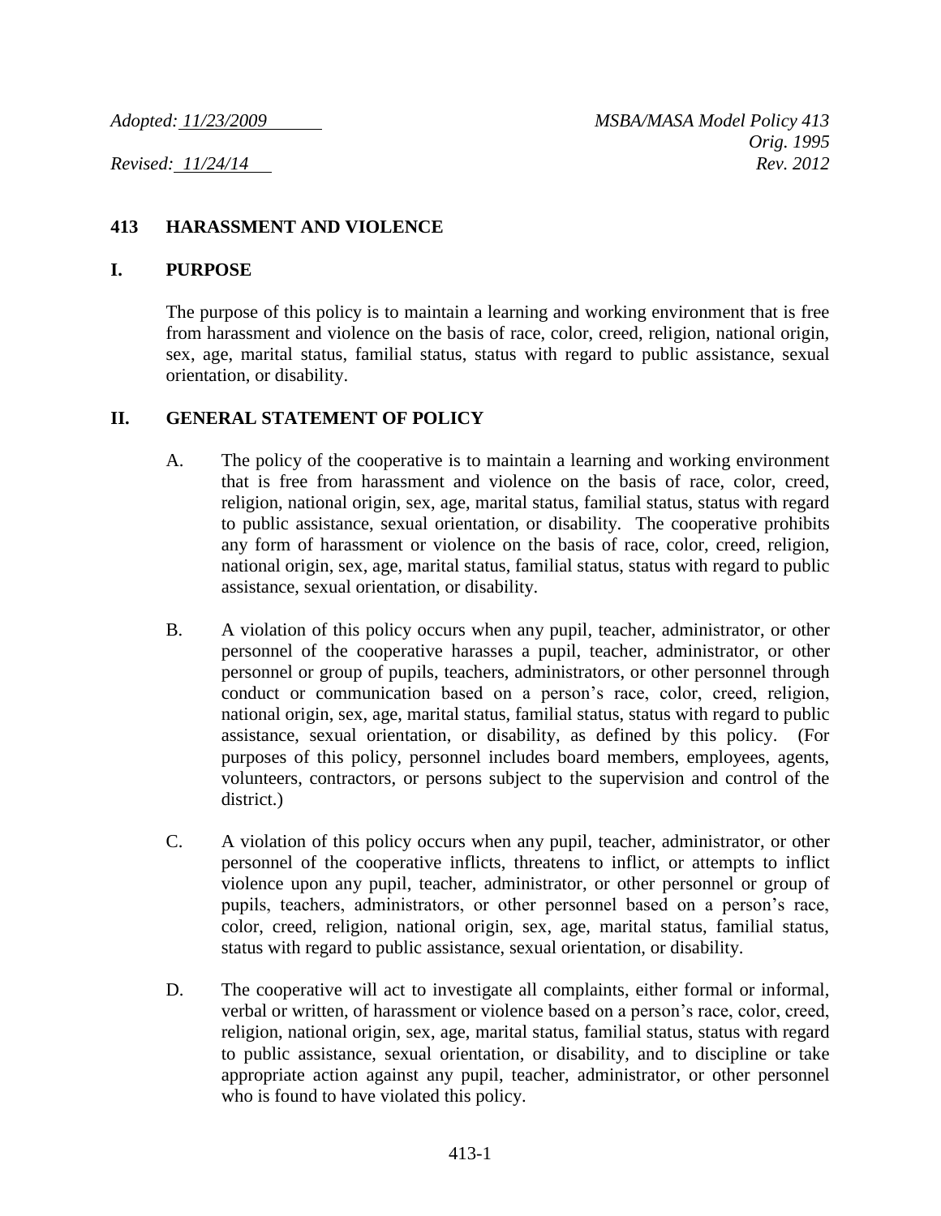*Adopted: 11/23/2009* *MSBA/MASA Model Policy 413*
*Orig. 1995*
*Revised: 11/24/14* *Rev. 2012*

# 413 HARASSMENT AND VIOLENCE

## I. PURPOSE

The purpose of this policy is to maintain a learning and working environment that is free from harassment and violence on the basis of race, color, creed, religion, national origin, sex, age, marital status, familial status, status with regard to public assistance, sexual orientation, or disability.

## II. GENERAL STATEMENT OF POLICY

A. The policy of the cooperative is to maintain a learning and working environment that is free from harassment and violence on the basis of race, color, creed, religion, national origin, sex, age, marital status, familial status, status with regard to public assistance, sexual orientation, or disability. The cooperative prohibits any form of harassment or violence on the basis of race, color, creed, religion, national origin, sex, age, marital status, familial status, status with regard to public assistance, sexual orientation, or disability.

B. A violation of this policy occurs when any pupil, teacher, administrator, or other personnel of the cooperative harasses a pupil, teacher, administrator, or other personnel or group of pupils, teachers, administrators, or other personnel through conduct or communication based on a person's race, color, creed, religion, national origin, sex, age, marital status, familial status, status with regard to public assistance, sexual orientation, or disability, as defined by this policy. (For purposes of this policy, personnel includes board members, employees, agents, volunteers, contractors, or persons subject to the supervision and control of the district.)

C. A violation of this policy occurs when any pupil, teacher, administrator, or other personnel of the cooperative inflicts, threatens to inflict, or attempts to inflict violence upon any pupil, teacher, administrator, or other personnel or group of pupils, teachers, administrators, or other personnel based on a person's race, color, creed, religion, national origin, sex, age, marital status, familial status, status with regard to public assistance, sexual orientation, or disability.

D. The cooperative will act to investigate all complaints, either formal or informal, verbal or written, of harassment or violence based on a person's race, color, creed, religion, national origin, sex, age, marital status, familial status, status with regard to public assistance, sexual orientation, or disability, and to discipline or take appropriate action against any pupil, teacher, administrator, or other personnel who is found to have violated this policy.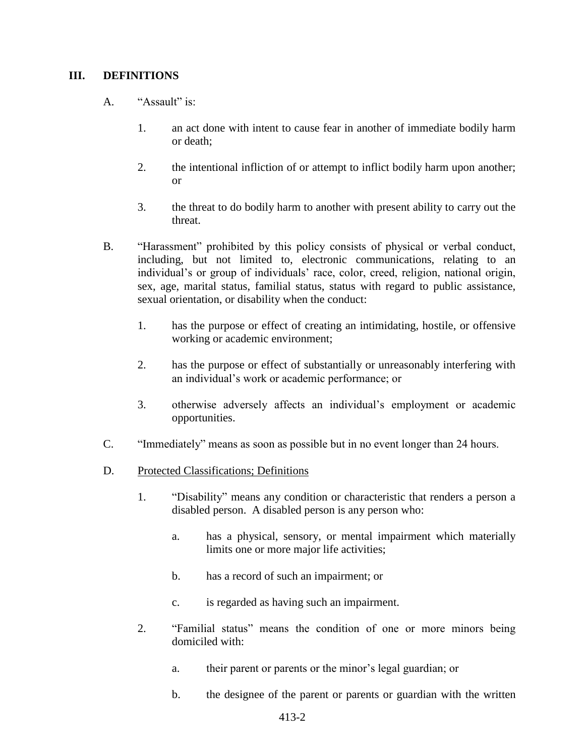## III. DEFINITIONS

A. "Assault" is:

1. an act done with intent to cause fear in another of immediate bodily harm or death;

2. the intentional infliction of or attempt to inflict bodily harm upon another; or

3. the threat to do bodily harm to another with present ability to carry out the threat.

B. "Harassment" prohibited by this policy consists of physical or verbal conduct, including, but not limited to, electronic communications, relating to an individual's or group of individuals' race, color, creed, religion, national origin, sex, age, marital status, familial status, status with regard to public assistance, sexual orientation, or disability when the conduct:

1. has the purpose or effect of creating an intimidating, hostile, or offensive working or academic environment;

2. has the purpose or effect of substantially or unreasonably interfering with an individual's work or academic performance; or

3. otherwise adversely affects an individual's employment or academic opportunities.

C. "Immediately" means as soon as possible but in no event longer than 24 hours.

D. <u>Protected Classifications; Definitions</u>

1. "Disability" means any condition or characteristic that renders a person a disabled person. A disabled person is any person who:

   a. has a physical, sensory, or mental impairment which materially limits one or more major life activities;

   b. has a record of such an impairment; or

   c. is regarded as having such an impairment.

2. "Familial status" means the condition of one or more minors being domiciled with:

   a. their parent or parents or the minor's legal guardian; or

   b. the designee of the parent or parents or guardian with the written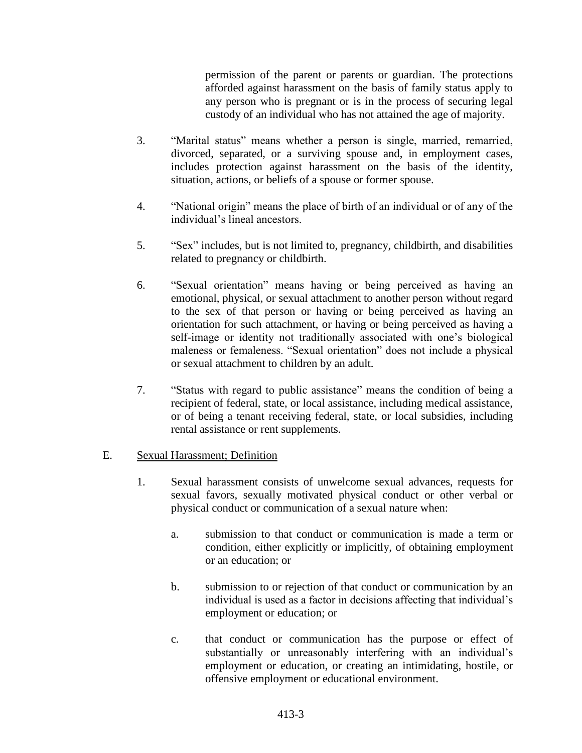permission of the parent or parents or guardian. The protections afforded against harassment on the basis of family status apply to any person who is pregnant or is in the process of securing legal custody of an individual who has not attained the age of majority.

3. "Marital status" means whether a person is single, married, remarried, divorced, separated, or a surviving spouse and, in employment cases, includes protection against harassment on the basis of the identity, situation, actions, or beliefs of a spouse or former spouse.

4. "National origin" means the place of birth of an individual or of any of the individual's lineal ancestors.

5. "Sex" includes, but is not limited to, pregnancy, childbirth, and disabilities related to pregnancy or childbirth.

6. "Sexual orientation" means having or being perceived as having an emotional, physical, or sexual attachment to another person without regard to the sex of that person or having or being perceived as having an orientation for such attachment, or having or being perceived as having a self-image or identity not traditionally associated with one's biological maleness or femaleness. "Sexual orientation" does not include a physical or sexual attachment to children by an adult.

7. "Status with regard to public assistance" means the condition of being a recipient of federal, state, or local assistance, including medical assistance, or of being a tenant receiving federal, state, or local subsidies, including rental assistance or rent supplements.

E. Sexual Harassment; Definition

1. Sexual harassment consists of unwelcome sexual advances, requests for sexual favors, sexually motivated physical conduct or other verbal or physical conduct or communication of a sexual nature when:

   a. submission to that conduct or communication is made a term or condition, either explicitly or implicitly, of obtaining employment or an education; or

   b. submission to or rejection of that conduct or communication by an individual is used as a factor in decisions affecting that individual's employment or education; or

   c. that conduct or communication has the purpose or effect of substantially or unreasonably interfering with an individual's employment or education, or creating an intimidating, hostile, or offensive employment or educational environment.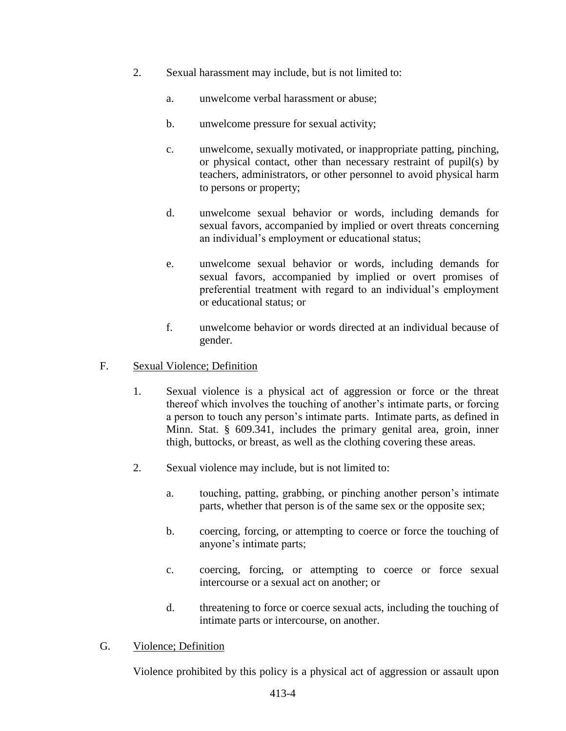2. Sexual harassment may include, but is not limited to:

   a. unwelcome verbal harassment or abuse;

   b. unwelcome pressure for sexual activity;

   c. unwelcome, sexually motivated, or inappropriate patting, pinching, or physical contact, other than necessary restraint of pupil(s) by teachers, administrators, or other personnel to avoid physical harm to persons or property;

   d. unwelcome sexual behavior or words, including demands for sexual favors, accompanied by implied or overt threats concerning an individual's employment or educational status;

   e. unwelcome sexual behavior or words, including demands for sexual favors, accompanied by implied or overt promises of preferential treatment with regard to an individual's employment or educational status; or

   f. unwelcome behavior or words directed at an individual because of gender.

F. <u>Sexual Violence; Definition</u>

1. Sexual violence is a physical act of aggression or force or the threat thereof which involves the touching of another's intimate parts, or forcing a person to touch any person's intimate parts. Intimate parts, as defined in Minn. Stat. § 609.341, includes the primary genital area, groin, inner thigh, buttocks, or breast, as well as the clothing covering these areas.

2. Sexual violence may include, but is not limited to:

   a. touching, patting, grabbing, or pinching another person's intimate parts, whether that person is of the same sex or the opposite sex;

   b. coercing, forcing, or attempting to coerce or force the touching of anyone's intimate parts;

   c. coercing, forcing, or attempting to coerce or force sexual intercourse or a sexual act on another; or

   d. threatening to force or coerce sexual acts, including the touching of intimate parts or intercourse, on another.

G. <u>Violence; Definition</u>

Violence prohibited by this policy is a physical act of aggression or assault upon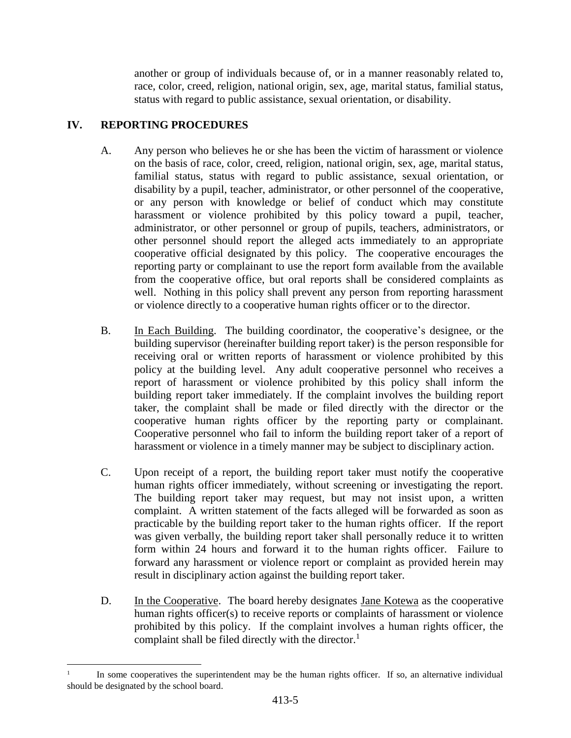another or group of individuals because of, or in a manner reasonably related to, race, color, creed, religion, national origin, sex, age, marital status, familial status, status with regard to public assistance, sexual orientation, or disability.

## IV. REPORTING PROCEDURES

A. Any person who believes he or she has been the victim of harassment or violence on the basis of race, color, creed, religion, national origin, sex, age, marital status, familial status, status with regard to public assistance, sexual orientation, or disability by a pupil, teacher, administrator, or other personnel of the cooperative, or any person with knowledge or belief of conduct which may constitute harassment or violence prohibited by this policy toward a pupil, teacher, administrator, or other personnel or group of pupils, teachers, administrators, or other personnel should report the alleged acts immediately to an appropriate cooperative official designated by this policy. The cooperative encourages the reporting party or complainant to use the report form available from the available from the cooperative office, but oral reports shall be considered complaints as well. Nothing in this policy shall prevent any person from reporting harassment or violence directly to a cooperative human rights officer or to the director.

B. In Each Building. The building coordinator, the cooperative's designee, or the building supervisor (hereinafter building report taker) is the person responsible for receiving oral or written reports of harassment or violence prohibited by this policy at the building level. Any adult cooperative personnel who receives a report of harassment or violence prohibited by this policy shall inform the building report taker immediately. If the complaint involves the building report taker, the complaint shall be made or filed directly with the director or the cooperative human rights officer by the reporting party or complainant. Cooperative personnel who fail to inform the building report taker of a report of harassment or violence in a timely manner may be subject to disciplinary action.

C. Upon receipt of a report, the building report taker must notify the cooperative human rights officer immediately, without screening or investigating the report. The building report taker may request, but may not insist upon, a written complaint. A written statement of the facts alleged will be forwarded as soon as practicable by the building report taker to the human rights officer. If the report was given verbally, the building report taker shall personally reduce it to written form within 24 hours and forward it to the human rights officer. Failure to forward any harassment or violence report or complaint as provided herein may result in disciplinary action against the building report taker.

D. In the Cooperative. The board hereby designates Jane Kotewa as the cooperative human rights officer(s) to receive reports or complaints of harassment or violence prohibited by this policy. If the complaint involves a human rights officer, the complaint shall be filed directly with the director.[1]

---

[1] In some cooperatives the superintendent may be the human rights officer. If so, an alternative individual should be designated by the school board.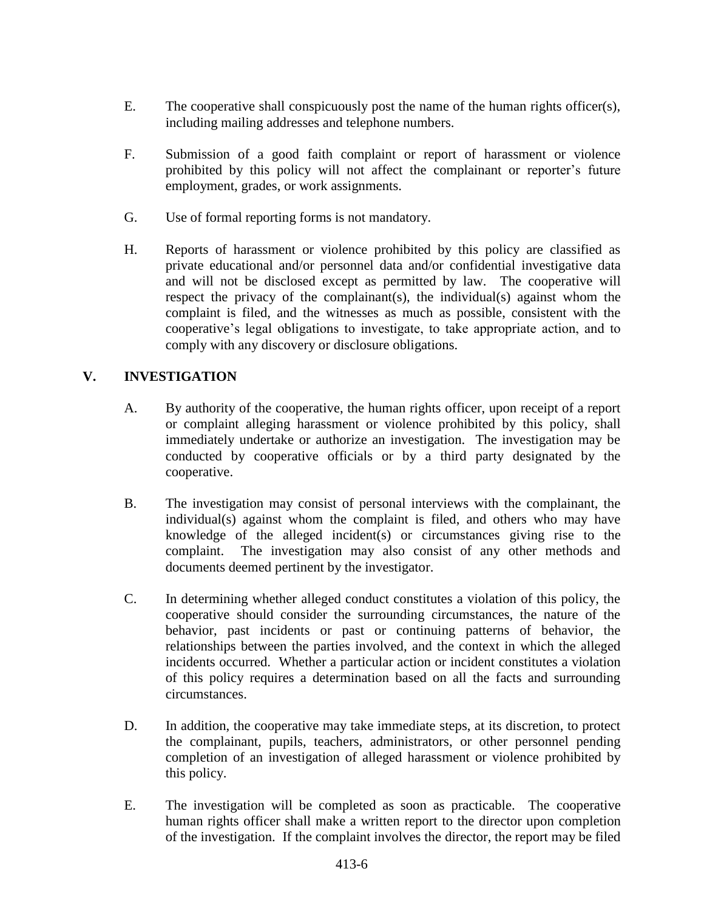E. The cooperative shall conspicuously post the name of the human rights officer(s), including mailing addresses and telephone numbers.

F. Submission of a good faith complaint or report of harassment or violence prohibited by this policy will not affect the complainant or reporter's future employment, grades, or work assignments.

G. Use of formal reporting forms is not mandatory.

H. Reports of harassment or violence prohibited by this policy are classified as private educational and/or personnel data and/or confidential investigative data and will not be disclosed except as permitted by law. The cooperative will respect the privacy of the complainant(s), the individual(s) against whom the complaint is filed, and the witnesses as much as possible, consistent with the cooperative's legal obligations to investigate, to take appropriate action, and to comply with any discovery or disclosure obligations.

## V. INVESTIGATION

A. By authority of the cooperative, the human rights officer, upon receipt of a report or complaint alleging harassment or violence prohibited by this policy, shall immediately undertake or authorize an investigation. The investigation may be conducted by cooperative officials or by a third party designated by the cooperative.

B. The investigation may consist of personal interviews with the complainant, the individual(s) against whom the complaint is filed, and others who may have knowledge of the alleged incident(s) or circumstances giving rise to the complaint. The investigation may also consist of any other methods and documents deemed pertinent by the investigator.

C. In determining whether alleged conduct constitutes a violation of this policy, the cooperative should consider the surrounding circumstances, the nature of the behavior, past incidents or past or continuing patterns of behavior, the relationships between the parties involved, and the context in which the alleged incidents occurred. Whether a particular action or incident constitutes a violation of this policy requires a determination based on all the facts and surrounding circumstances.

D. In addition, the cooperative may take immediate steps, at its discretion, to protect the complainant, pupils, teachers, administrators, or other personnel pending completion of an investigation of alleged harassment or violence prohibited by this policy.

E. The investigation will be completed as soon as practicable. The cooperative human rights officer shall make a written report to the director upon completion of the investigation. If the complaint involves the director, the report may be filed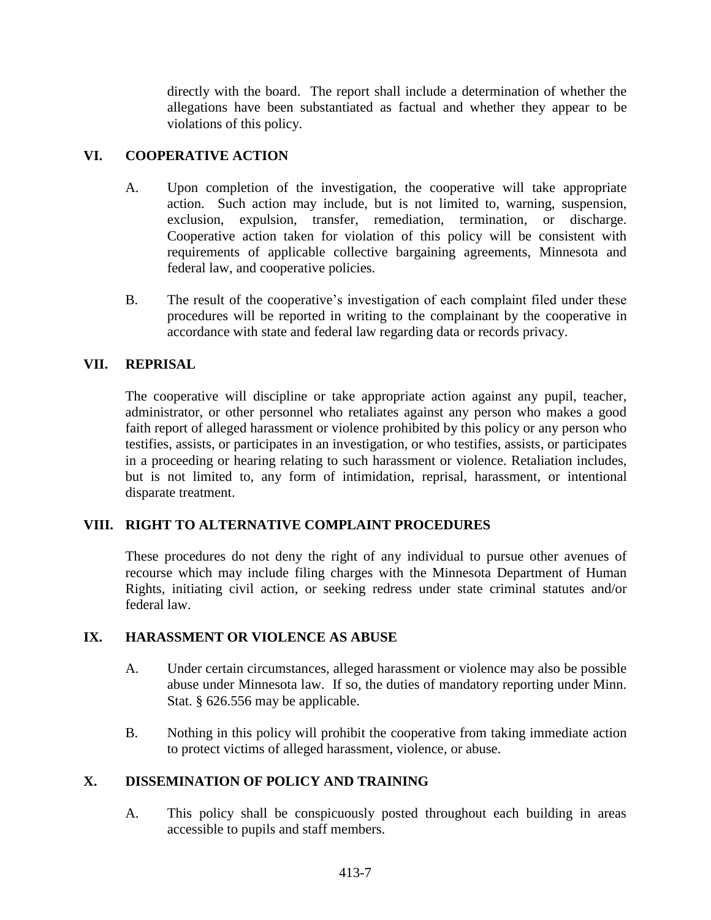directly with the board. The report shall include a determination of whether the allegations have been substantiated as factual and whether they appear to be violations of this policy.

## VI. COOPERATIVE ACTION

A. Upon completion of the investigation, the cooperative will take appropriate action. Such action may include, but is not limited to, warning, suspension, exclusion, expulsion, transfer, remediation, termination, or discharge. Cooperative action taken for violation of this policy will be consistent with requirements of applicable collective bargaining agreements, Minnesota and federal law, and cooperative policies.

B. The result of the cooperative's investigation of each complaint filed under these procedures will be reported in writing to the complainant by the cooperative in accordance with state and federal law regarding data or records privacy.

## VII. REPRISAL

The cooperative will discipline or take appropriate action against any pupil, teacher, administrator, or other personnel who retaliates against any person who makes a good faith report of alleged harassment or violence prohibited by this policy or any person who testifies, assists, or participates in an investigation, or who testifies, assists, or participates in a proceeding or hearing relating to such harassment or violence. Retaliation includes, but is not limited to, any form of intimidation, reprisal, harassment, or intentional disparate treatment.

## VIII. RIGHT TO ALTERNATIVE COMPLAINT PROCEDURES

These procedures do not deny the right of any individual to pursue other avenues of recourse which may include filing charges with the Minnesota Department of Human Rights, initiating civil action, or seeking redress under state criminal statutes and/or federal law.

## IX. HARASSMENT OR VIOLENCE AS ABUSE

A. Under certain circumstances, alleged harassment or violence may also be possible abuse under Minnesota law. If so, the duties of mandatory reporting under Minn. Stat. § 626.556 may be applicable.

B. Nothing in this policy will prohibit the cooperative from taking immediate action to protect victims of alleged harassment, violence, or abuse.

## X. DISSEMINATION OF POLICY AND TRAINING

A. This policy shall be conspicuously posted throughout each building in areas accessible to pupils and staff members.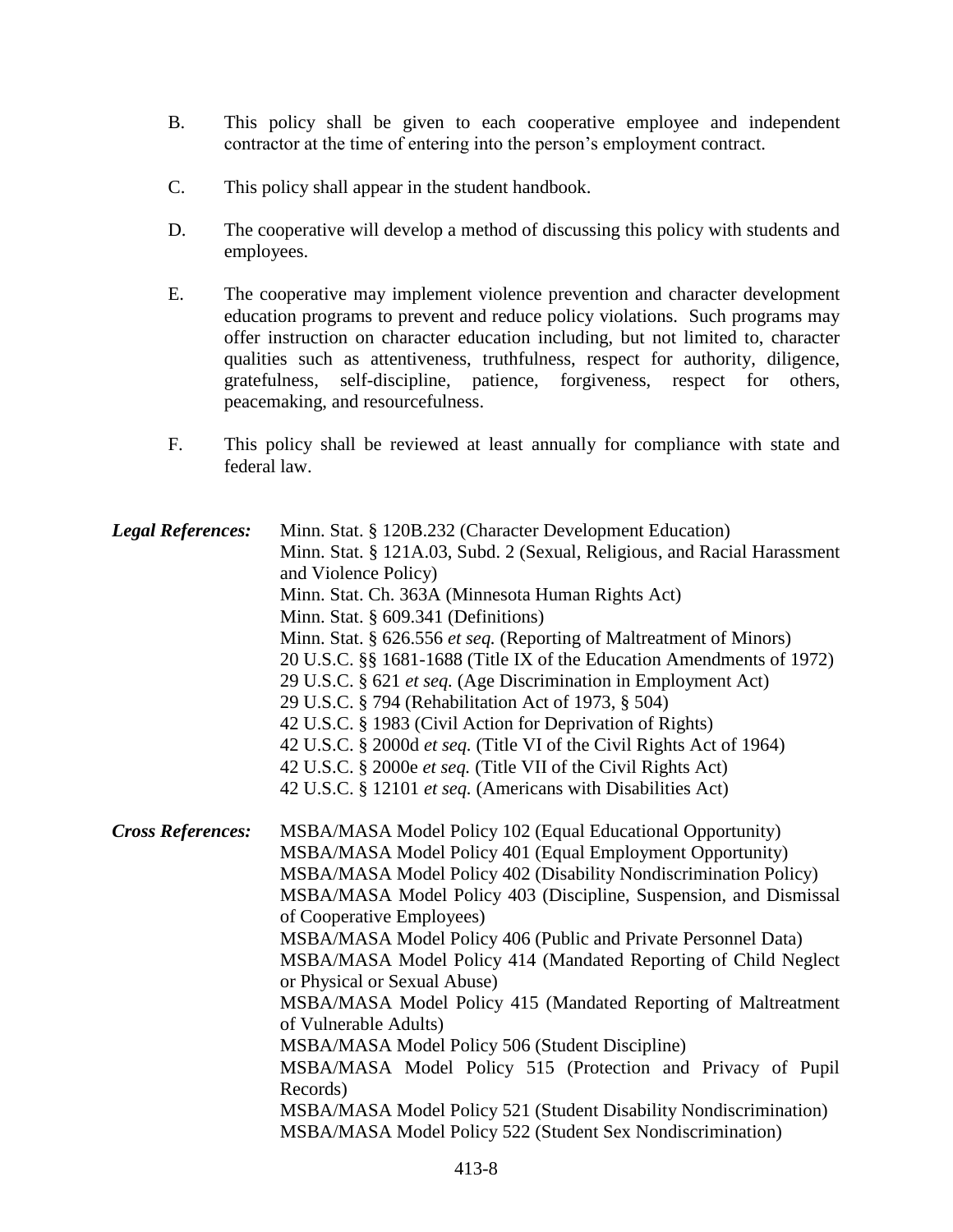B. This policy shall be given to each cooperative employee and independent contractor at the time of entering into the person's employment contract.

C. This policy shall appear in the student handbook.

D. The cooperative will develop a method of discussing this policy with students and employees.

E. The cooperative may implement violence prevention and character development education programs to prevent and reduce policy violations. Such programs may offer instruction on character education including, but not limited to, character qualities such as attentiveness, truthfulness, respect for authority, diligence, gratefulness, self-discipline, patience, forgiveness, respect for others, peacemaking, and resourcefulness.

F. This policy shall be reviewed at least annually for compliance with state and federal law.

***Legal References:***

Minn. Stat. § 120B.232 (Character Development Education)
Minn. Stat. § 121A.03, Subd. 2 (Sexual, Religious, and Racial Harassment and Violence Policy)
Minn. Stat. Ch. 363A (Minnesota Human Rights Act)
Minn. Stat. § 609.341 (Definitions)
Minn. Stat. § 626.556 *et seq.* (Reporting of Maltreatment of Minors)
20 U.S.C. §§ 1681-1688 (Title IX of the Education Amendments of 1972)
29 U.S.C. § 621 *et seq.* (Age Discrimination in Employment Act)
29 U.S.C. § 794 (Rehabilitation Act of 1973, § 504)
42 U.S.C. § 1983 (Civil Action for Deprivation of Rights)
42 U.S.C. § 2000d *et seq.* (Title VI of the Civil Rights Act of 1964)
42 U.S.C. § 2000e *et seq.* (Title VII of the Civil Rights Act)
42 U.S.C. § 12101 *et seq.* (Americans with Disabilities Act)

***Cross References:***

MSBA/MASA Model Policy 102 (Equal Educational Opportunity)
MSBA/MASA Model Policy 401 (Equal Employment Opportunity)
MSBA/MASA Model Policy 402 (Disability Nondiscrimination Policy)
MSBA/MASA Model Policy 403 (Discipline, Suspension, and Dismissal of Cooperative Employees)
MSBA/MASA Model Policy 406 (Public and Private Personnel Data)
MSBA/MASA Model Policy 414 (Mandated Reporting of Child Neglect or Physical or Sexual Abuse)
MSBA/MASA Model Policy 415 (Mandated Reporting of Maltreatment of Vulnerable Adults)
MSBA/MASA Model Policy 506 (Student Discipline)
MSBA/MASA Model Policy 515 (Protection and Privacy of Pupil Records)
MSBA/MASA Model Policy 521 (Student Disability Nondiscrimination)
MSBA/MASA Model Policy 522 (Student Sex Nondiscrimination)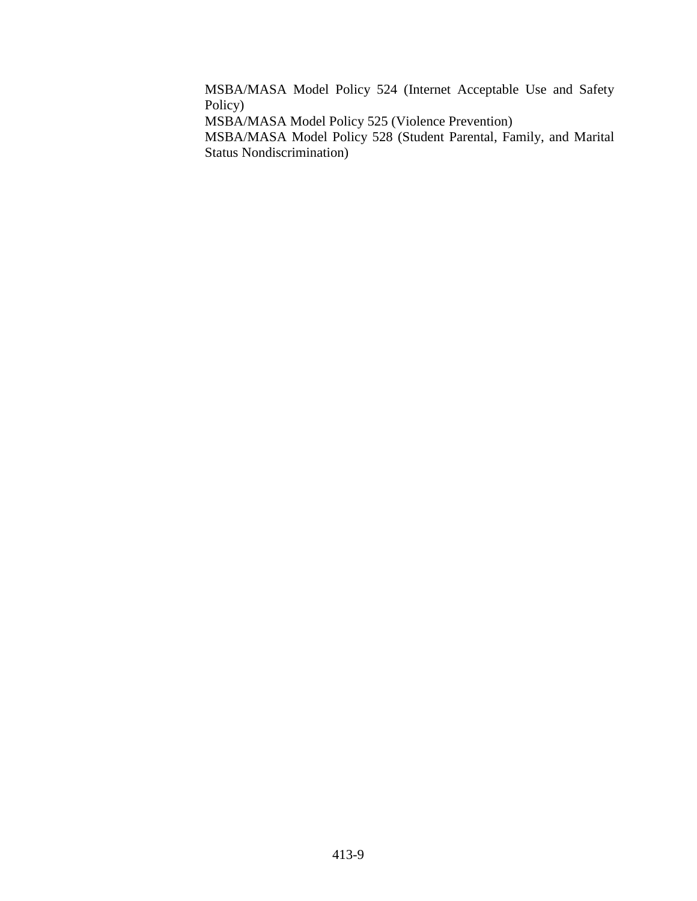MSBA/MASA Model Policy 524 (Internet Acceptable Use and Safety Policy)
MSBA/MASA Model Policy 525 (Violence Prevention)
MSBA/MASA Model Policy 528 (Student Parental, Family, and Marital Status Nondiscrimination)